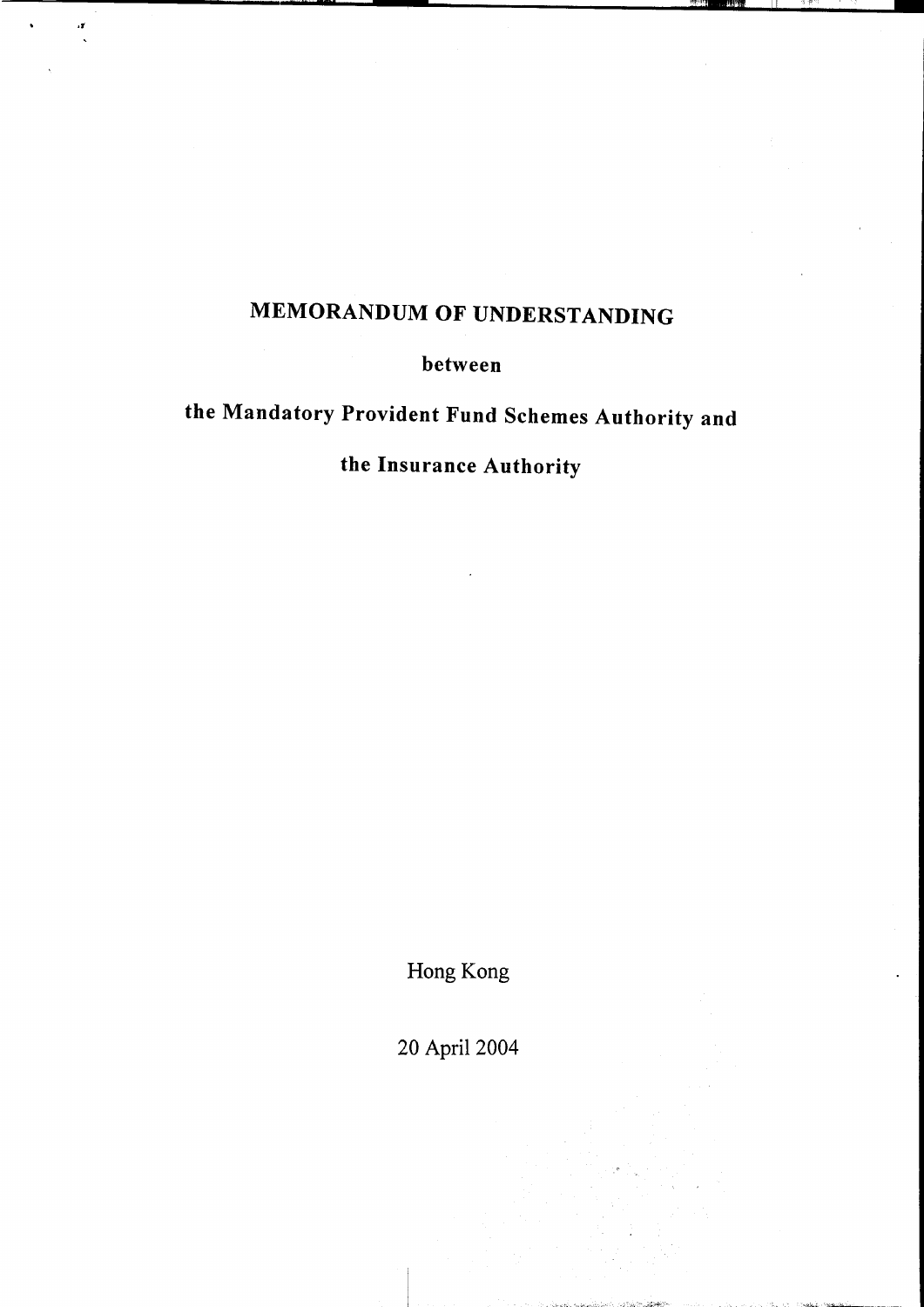# MEMORANDUM OF UNDERSTANDING

**between**

**the Mandatory Provident Fund Schemes Authority and**

**the Insurance Authority**

Hong Kong

20 April 2004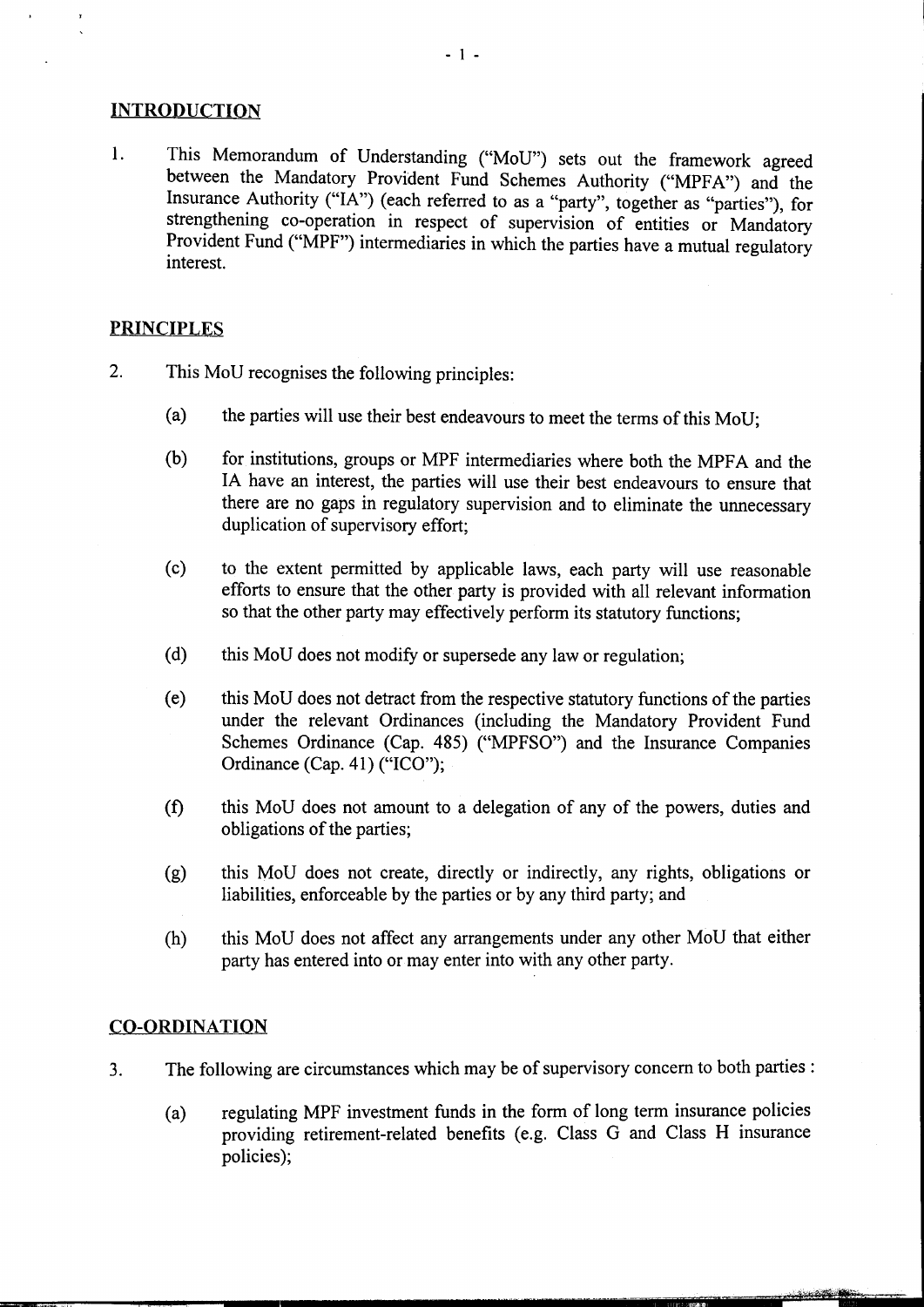## INTRODUCTION

1. This Memorandum of Understanding ("MoU") sets out the framework agreed between the Mandatory Provident Fund Schemes Authority ("MPFA") and the Insurance Authority ("IA") (each referred to as a "party", together as "parties"), for strengthening co-operation in respect of supervision of entities or Mandatory Provident Fund ("MPF") intermediaries in which the parties have a mutual regulatory interest.

## PRINCIPLES

2. This MoU recognises the following principles:

   (a) the parties will use their best endeavours to meet the terms of this MoU;

   (b) for institutions, groups or MPF intermediaries where both the MPFA and the IA have an interest, the parties will use their best endeavours to ensure that there are no gaps in regulatory supervision and to eliminate the unnecessary duplication of supervisory effort;

   (c) to the extent permitted by applicable laws, each party will use reasonable efforts to ensure that the other party is provided with all relevant information so that the other party may effectively perform its statutory functions;

   (d) this MoU does not modify or supersede any law or regulation;

   (e) this MoU does not detract from the respective statutory functions of the parties under the relevant Ordinances (including the Mandatory Provident Fund Schemes Ordinance (Cap. 485) ("MPFSO") and the Insurance Companies Ordinance (Cap. 41) ("ICO");

   (f) this MoU does not amount to a delegation of any of the powers, duties and obligations of the parties;

   (g) this MoU does not create, directly or indirectly, any rights, obligations or liabilities, enforceable by the parties or by any third party; and

   (h) this MoU does not affect any arrangements under any other MoU that either party has entered into or may enter into with any other party.

## CO-ORDINATION

3. The following are circumstances which may be of supervisory concern to both parties :

   (a) regulating MPF investment funds in the form of long term insurance policies providing retirement-related benefits (e.g. Class G and Class H insurance policies);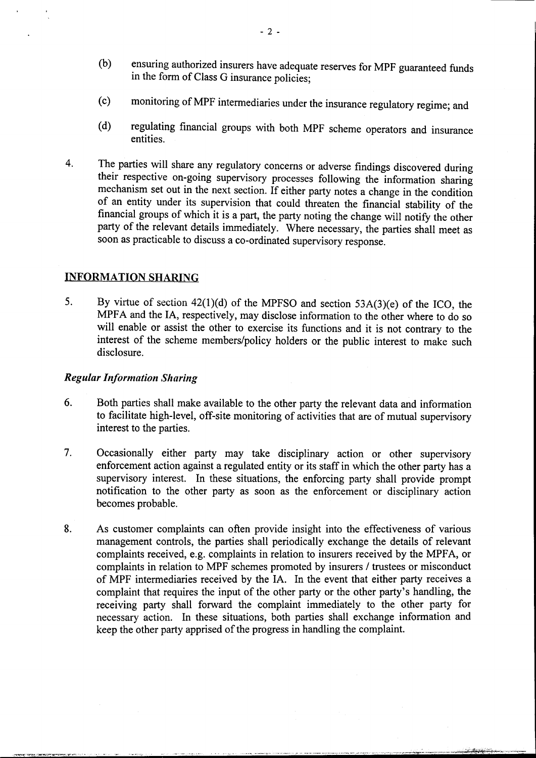(b) ensuring authorized insurers have adequate reserves for MPF guaranteed funds in the form of Class G insurance policies;

(c) monitoring of MPF intermediaries under the insurance regulatory regime; and

(d) regulating financial groups with both MPF scheme operators and insurance entities.

4. The parties will share any regulatory concerns or adverse findings discovered during their respective on-going supervisory processes following the information sharing mechanism set out in the next section. If either party notes a change in the condition of an entity under its supervision that could threaten the financial stability of the financial groups of which it is a part, the party noting the change will notify the other party of the relevant details immediately. Where necessary, the parties shall meet as soon as practicable to discuss a co-ordinated supervisory response.

## INFORMATION SHARING

5. By virtue of section 42(1)(d) of the MPFSO and section 53A(3)(e) of the ICO, the MPFA and the IA, respectively, may disclose information to the other where to do so will enable or assist the other to exercise its functions and it is not contrary to the interest of the scheme members/policy holders or the public interest to make such disclosure.

### *Regular Information Sharing*

6. Both parties shall make available to the other party the relevant data and information to facilitate high-level, off-site monitoring of activities that are of mutual supervisory interest to the parties.

7. Occasionally either party may take disciplinary action or other supervisory enforcement action against a regulated entity or its staff in which the other party has a supervisory interest. In these situations, the enforcing party shall provide prompt notification to the other party as soon as the enforcement or disciplinary action becomes probable.

8. As customer complaints can often provide insight into the effectiveness of various management controls, the parties shall periodically exchange the details of relevant complaints received, e.g. complaints in relation to insurers received by the MPFA, or complaints in relation to MPF schemes promoted by insurers / trustees or misconduct of MPF intermediaries received by the IA. In the event that either party receives a complaint that requires the input of the other party or the other party's handling, the receiving party shall forward the complaint immediately to the other party for necessary action. In these situations, both parties shall exchange information and keep the other party apprised of the progress in handling the complaint.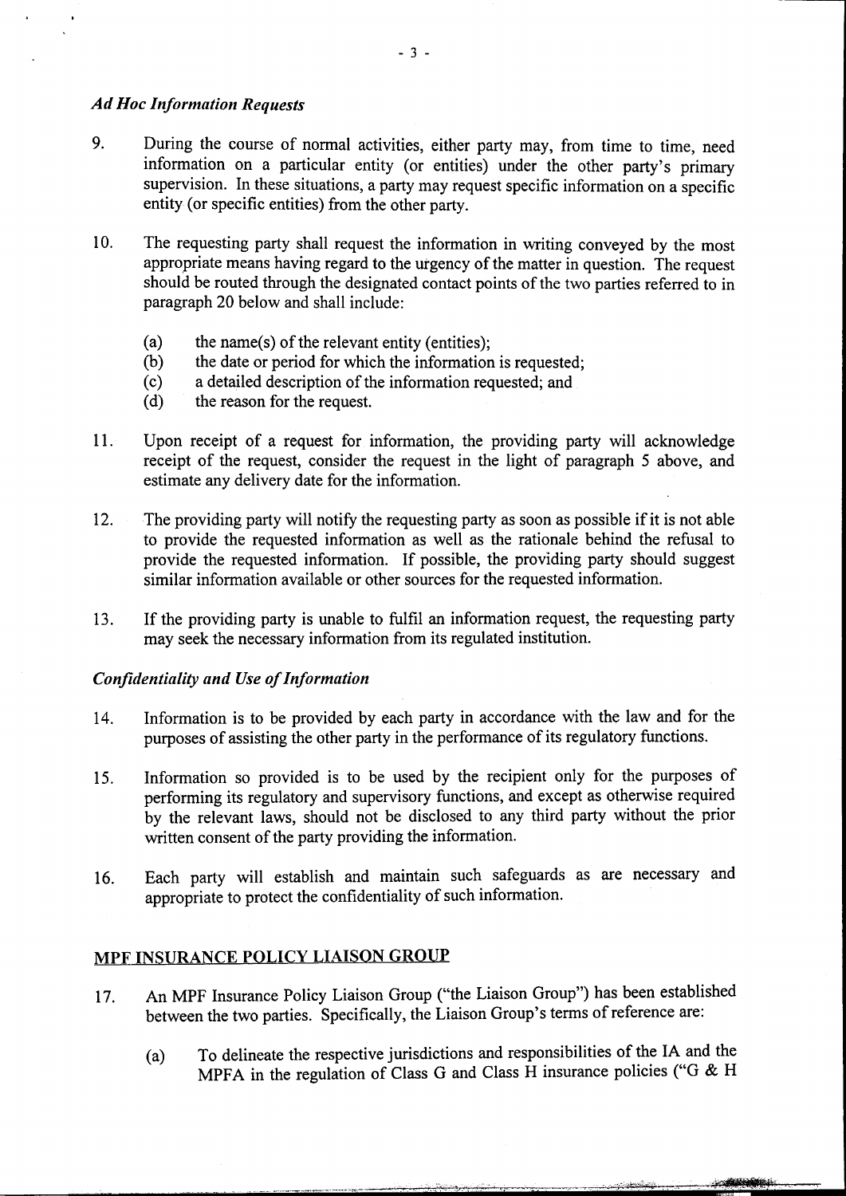*Ad Hoc Information Requests*

9. During the course of normal activities, either party may, from time to time, need information on a particular entity (or entities) under the other party's primary supervision. In these situations, a party may request specific information on a specific entity (or specific entities) from the other party.

10. The requesting party shall request the information in writing conveyed by the most appropriate means having regard to the urgency of the matter in question. The request should be routed through the designated contact points of the two parties referred to in paragraph 20 below and shall include:

    (a) the name(s) of the relevant entity (entities);
    (b) the date or period for which the information is requested;
    (c) a detailed description of the information requested; and
    (d) the reason for the request.

11. Upon receipt of a request for information, the providing party will acknowledge receipt of the request, consider the request in the light of paragraph 5 above, and estimate any delivery date for the information.

12. The providing party will notify the requesting party as soon as possible if it is not able to provide the requested information as well as the rationale behind the refusal to provide the requested information. If possible, the providing party should suggest similar information available or other sources for the requested information.

13. If the providing party is unable to fulfil an information request, the requesting party may seek the necessary information from its regulated institution.

*Confidentiality and Use of Information*

14. Information is to be provided by each party in accordance with the law and for the purposes of assisting the other party in the performance of its regulatory functions.

15. Information so provided is to be used by the recipient only for the purposes of performing its regulatory and supervisory functions, and except as otherwise required by the relevant laws, should not be disclosed to any third party without the prior written consent of the party providing the information.

16. Each party will establish and maintain such safeguards as are necessary and appropriate to protect the confidentiality of such information.

## MPF INSURANCE POLICY LIAISON GROUP

17. An MPF Insurance Policy Liaison Group ("the Liaison Group") has been established between the two parties. Specifically, the Liaison Group's terms of reference are:

    (a) To delineate the respective jurisdictions and responsibilities of the IA and the MPFA in the regulation of Class G and Class H insurance policies ("G & H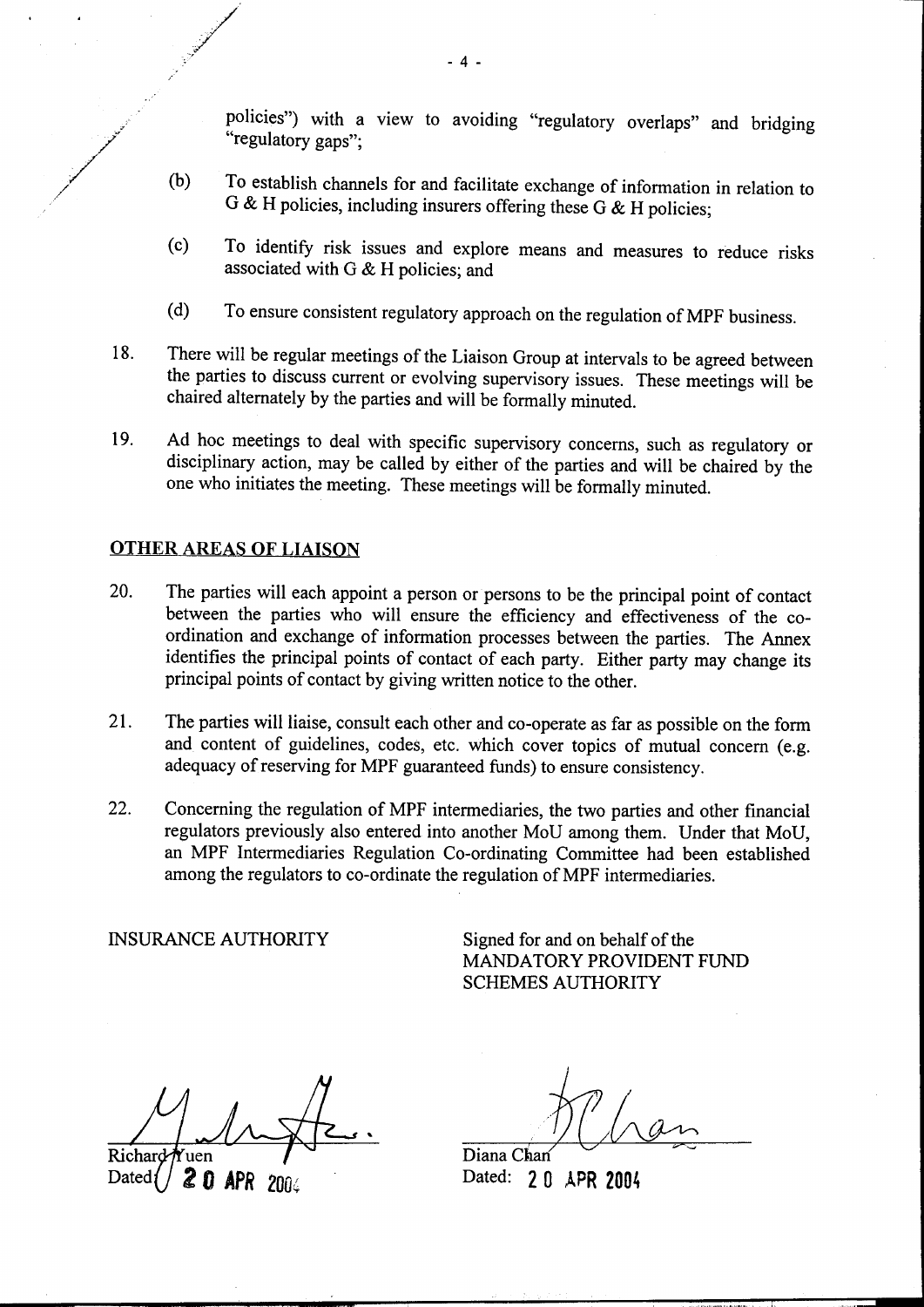policies") with a view to avoiding "regulatory overlaps" and bridging "regulatory gaps";

(b) To establish channels for and facilitate exchange of information in relation to G & H policies, including insurers offering these G & H policies;

(c) To identify risk issues and explore means and measures to reduce risks associated with G & H policies; and

(d) To ensure consistent regulatory approach on the regulation of MPF business.

18. There will be regular meetings of the Liaison Group at intervals to be agreed between the parties to discuss current or evolving supervisory issues. These meetings will be chaired alternately by the parties and will be formally minuted.

19. Ad hoc meetings to deal with specific supervisory concerns, such as regulatory or disciplinary action, may be called by either of the parties and will be chaired by the one who initiates the meeting. These meetings will be formally minuted.

## OTHER AREAS OF LIAISON

20. The parties will each appoint a person or persons to be the principal point of contact between the parties who will ensure the efficiency and effectiveness of the co-ordination and exchange of information processes between the parties. The Annex identifies the principal points of contact of each party. Either party may change its principal points of contact by giving written notice to the other.

21. The parties will liaise, consult each other and co-operate as far as possible on the form and content of guidelines, codes, etc. which cover topics of mutual concern (e.g. adequacy of reserving for MPF guaranteed funds) to ensure consistency.

22. Concerning the regulation of MPF intermediaries, the two parties and other financial regulators previously also entered into another MoU among them. Under that MoU, an MPF Intermediaries Regulation Co-ordinating Committee had been established among the regulators to co-ordinate the regulation of MPF intermediaries.

INSURANCE AUTHORITY

Richard Yuen
Dated: 20 APR 2004

Signed for and on behalf of the MANDATORY PROVIDENT FUND SCHEMES AUTHORITY

Diana Chan
Dated: 20 APR 2004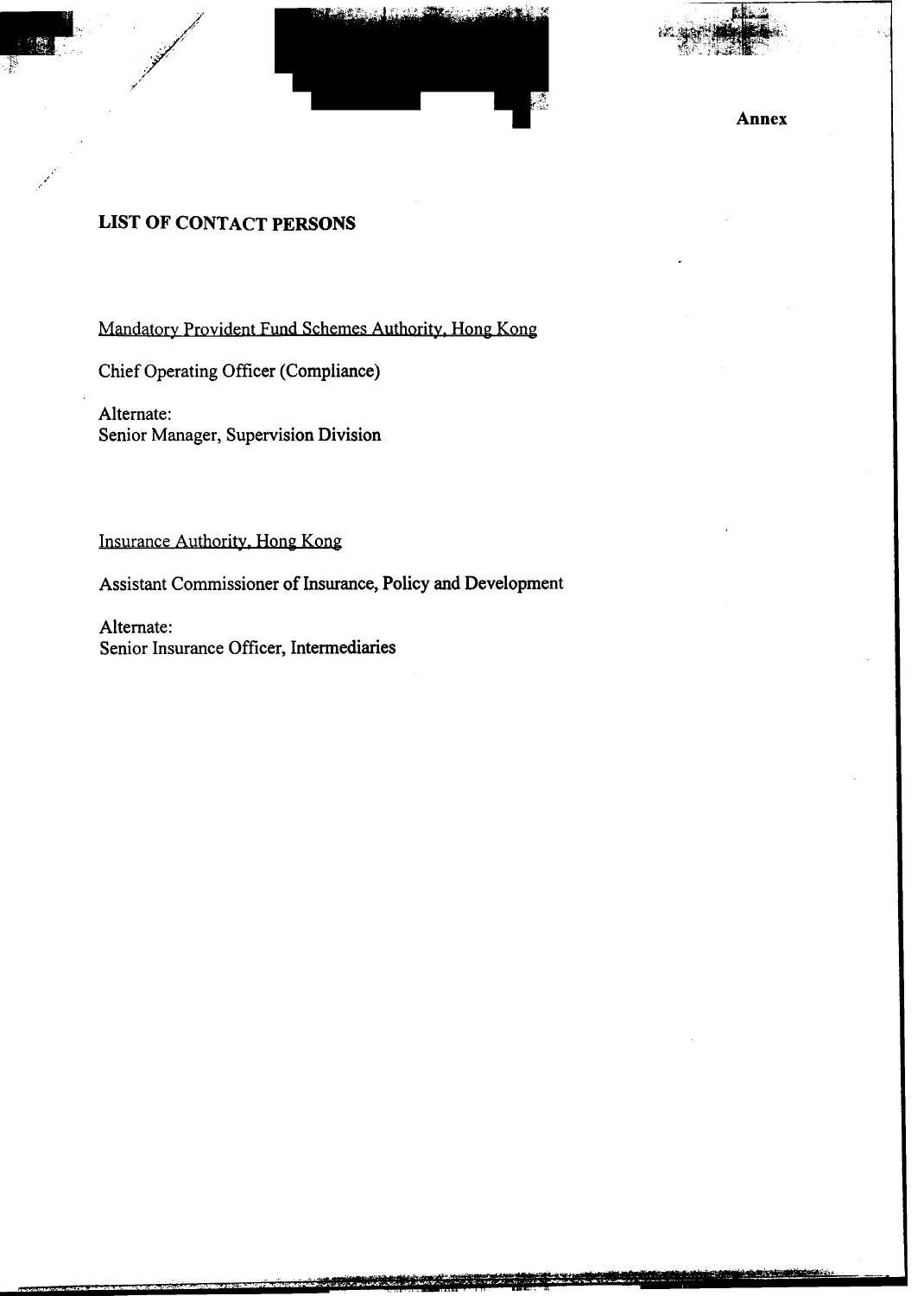**Annex**

## LIST OF CONTACT PERSONS

Mandatory Provident Fund Schemes Authority, Hong Kong

Chief Operating Officer (Compliance)

Alternate:
Senior Manager, Supervision Division

Insurance Authority, Hong Kong

Assistant Commissioner of Insurance, Policy and Development

Alternate:
Senior Insurance Officer, Intermediaries